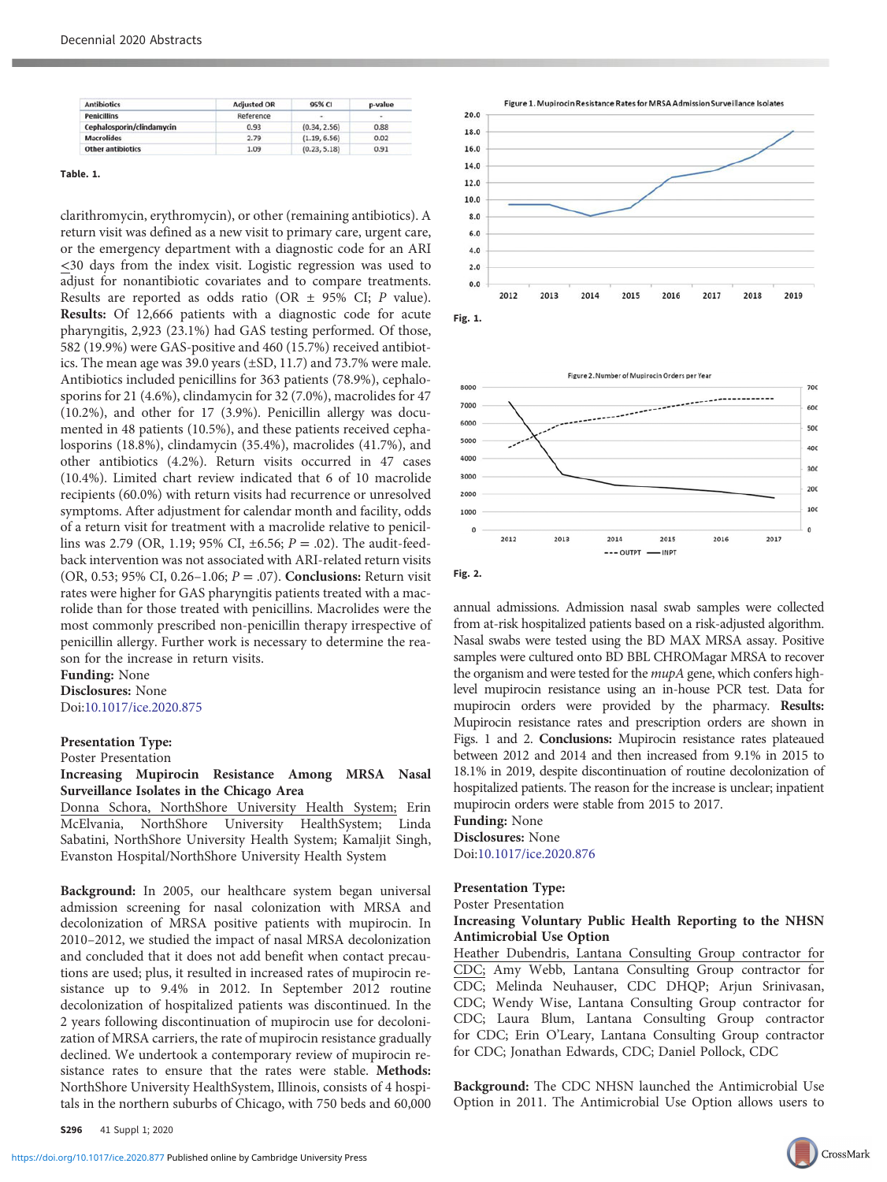| Antibiotics | Adjusted OR | 95% CI | p-value |
|---|---|---|---|
| Penicillins | Reference | - | - |
| Cephalosporin/clindamycin | 0.93 | (0.34, 2.56) | 0.88 |
| Macrolides | 2.79 | (1.19, 6.56) | 0.02 |
| Other antibiotics | 1.09 | (0.23, 5.18) | 0.91 |

**Table. 1.**

clarithromycin, erythromycin), or other (remaining antibiotics). A return visit was defined as a new visit to primary care, urgent care, or the emergency department with a diagnostic code for an ARI ≤30 days from the index visit. Logistic regression was used to adjust for nonantibiotic covariates and to compare treatments. Results are reported as odds ratio (OR ± 95% CI; *P* value). **Results:** Of 12,666 patients with a diagnostic code for acute pharyngitis, 2,923 (23.1%) had GAS testing performed. Of those, 582 (19.9%) were GAS-positive and 460 (15.7%) received antibiotics. The mean age was 39.0 years (±SD, 11.7) and 73.7% were male. Antibiotics included penicillins for 363 patients (78.9%), cephalosporins for 21 (4.6%), clindamycin for 32 (7.0%), macrolides for 47 (10.2%), and other for 17 (3.9%). Penicillin allergy was documented in 48 patients (10.5%), and these patients received cephalosporins (18.8%), clindamycin (35.4%), macrolides (41.7%), and other antibiotics (4.2%). Return visits occurred in 47 cases (10.4%). Limited chart review indicated that 6 of 10 macrolide recipients (60.0%) with return visits had recurrence or unresolved symptoms. After adjustment for calendar month and facility, odds of a return visit for treatment with a macrolide relative to penicillins was 2.79 (OR, 1.19; 95% CI, ±6.56; $P = .02$). The audit-feedback intervention was not associated with ARI-related return visits (OR, 0.53; 95% CI, 0.26–1.06; $P = .07$). **Conclusions:** Return visit rates were higher for GAS pharyngitis patients treated with a macrolide than for those treated with penicillins. Macrolides were the most commonly prescribed non-penicillin therapy irrespective of penicillin allergy. Further work is necessary to determine the reason for the increase in return visits.

**Funding:** None

**Disclosures:** None

Doi:10.1017/ice.2020.875

**Presentation Type:**

Poster Presentation

**Increasing Mupirocin Resistance Among MRSA Nasal Surveillance Isolates in the Chicago Area**

Donna Schora, NorthShore University Health System; Erin McElvania, NorthShore University HealthSystem; Linda Sabatini, NorthShore University Health System; Kamaljit Singh, Evanston Hospital/NorthShore University Health System

**Background:** In 2005, our healthcare system began universal admission screening for nasal colonization with MRSA and decolonization of MRSA positive patients with mupirocin. In 2010–2012, we studied the impact of nasal MRSA decolonization and concluded that it added no benefit when contact precautions are used; plus, it resulted in increased rates of mupirocin resistance up to 9.4% in 2012. In September 2012 routine decolonization of hospitalized patients was discontinued. In the 2 years following discontinuation of mupirocin use for decolonization of MRSA carriers, the rate of mupirocin resistance gradually declined. We undertook a contemporary review of mupirocin resistance rates to ensure that the rates were stable. **Methods:** NorthShore University HealthSystem, Illinois, consists of 4 hospitals in the northern suburbs of Chicago, with 750 beds and 60,000 annual admissions. Admission nasal swab samples were collected from at-risk hospitalized patients based on a risk-adjusted algorithm. Nasal swabs were tested using the BD MAX MRSA assay. Positive samples were cultured onto BD BBL CHROMagar MRSA to recover the organism and were tested for the *mupA* gene, which confers high-level mupirocin resistance using an in-house PCR test. Data for mupirocin orders were provided by the pharmacy. **Results:** Mupirocin resistance rates and prescription orders are shown in Figs. 1 and 2. **Conclusions:** Mupirocin resistance rates plateaued between 2012 and 2014 and then increased from 9.1% in 2015 to 18.1% in 2019, despite discontinuation of routine decolonization of hospitalized patients. The reason for the increase is unclear; inpatient mupirocin orders were stable from 2015 to 2017.

**Fig. 1.**

**Fig. 2.**

**Funding:** None

**Disclosures:** None

Doi:10.1017/ice.2020.876

**Presentation Type:**

Poster Presentation

**Increasing Voluntary Public Health Reporting to the NHSN Antimicrobial Use Option**

Heather Dubendris, Lantana Consulting Group contractor for CDC; Amy Webb, Lantana Consulting Group contractor for CDC; Melinda Neuhauser, CDC DHQP; Arjun Srinivasan, CDC; Wendy Wise, Lantana Consulting Group contractor for CDC; Laura Blum, Lantana Consulting Group contractor for CDC; Erin O'Leary, Lantana Consulting Group contractor for CDC; Jonathan Edwards, CDC; Daniel Pollock, CDC

**Background:** The CDC NHSN launched the Antimicrobial Use Option in 2011. The Antimicrobial Use Option allows users to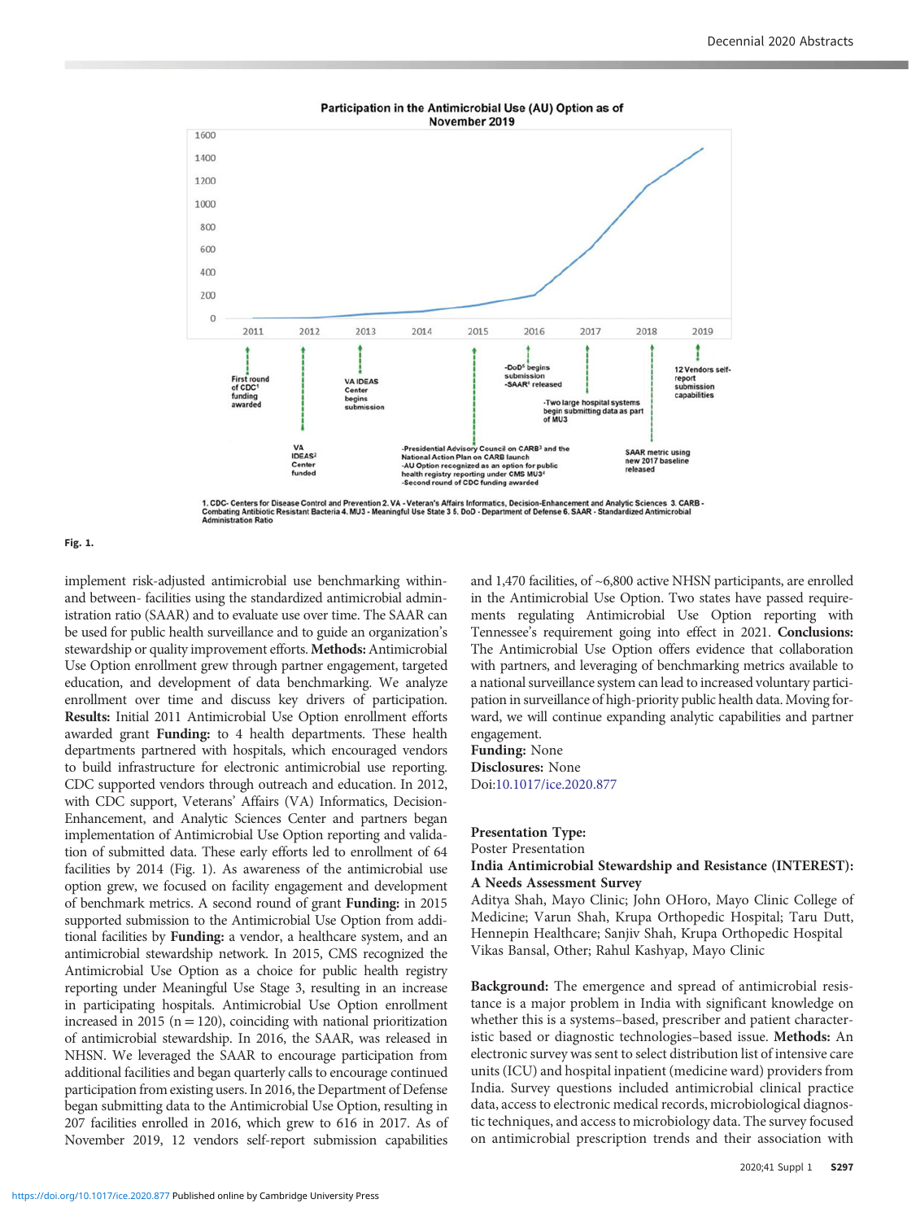Participation in the Antimicrobial Use (AU) Option as of November 2019

1600
1400
1200
1000
800
600
400
200
0

2011 2012 2013 2014 2015 2016 2017 2018 2019

First round of CDC[1] funding awarded

VA IDEAS[2] Center funded

VA IDEAS Center begins submission

-Presidential Advisory Council on CARB[3] and the National Action Plan on CARB launch
-AU Option recognized as an option for public health registry reporting under CMS MU3[4]
-Second round of CDC funding awarded

-DoD[5] begins submission
-SAAR[6] released

-Two large hospital systems begin submitting data as part of MU3

SAAR metric using new 2017 baseline released

12 Vendors self-report submission capabilities

1. CDC- Centers for Disease Control and Prevention 2. VA - Veteran's Affairs Informatics, Decision-Enhancement and Analytic Sciences 3. CARB - Combating Antibiotic Resistant Bacteria 4. MU3 - Meaningful Use State 3 5. DoD - Department of Defense 6. SAAR - Standardized Antimicrobial Administration Ratio

**Fig. 1.**

implement risk-adjusted antimicrobial use benchmarking within- and between- facilities using the standardized antimicrobial administration ratio (SAAR) and to evaluate use over time. The SAAR can be used for public health surveillance and to guide an organization's stewardship or quality improvement efforts. **Methods:** Antimicrobial Use Option enrollment grew through partner engagement, targeted education, and development of data benchmarking. We analyze enrollment over time and discuss key drivers of participation. **Results:** Initial 2011 Antimicrobial Use Option enrollment efforts awarded grant **Funding:** to 4 health departments. These health departments partnered with hospitals, which encouraged vendors to build infrastructure for electronic antimicrobial use reporting. CDC supported vendors through outreach and education. In 2012, with CDC support, Veterans' Affairs (VA) Informatics, Decision-Enhancement, and Analytic Sciences Center and partners began implementation of Antimicrobial Use Option reporting and validation of submitted data. These early efforts led to enrollment of 64 facilities by 2014 (Fig. 1). As awareness of the antimicrobial use option grew, we focused on facility engagement and development of benchmark metrics. A second round of grant **Funding:** in 2015 supported submission to the Antimicrobial Use Option from additional facilities by **Funding:** a vendor, a healthcare system, and an antimicrobial stewardship network. In 2015, CMS recognized the Antimicrobial Use Option as a choice for public health registry reporting under Meaningful Use Stage 3, resulting in an increase in participating hospitals. Antimicrobial Use Option enrollment increased in 2015 (n = 120), coinciding with national prioritization of antimicrobial stewardship. In 2016, the SAAR, was released in NHSN. We leveraged the SAAR to encourage participation from additional facilities and began quarterly calls to encourage continued participation from existing users. In 2016, the Department of Defense began submitting data to the Antimicrobial Use Option, resulting in 207 facilities enrolled in 2016, which grew to 616 in 2017. As of November 2019, 12 vendors self-report submission capabilities and 1,470 facilities, of ~6,800 active NHSN participants, are enrolled in the Antimicrobial Use Option. Two states have passed requirements regulating Antimicrobial Use Option reporting with Tennessee's requirement going into effect in 2021. **Conclusions:** The Antimicrobial Use Option offers evidence that collaboration with partners, and leveraging of benchmarking metrics available to a national surveillance system can lead to increased voluntary participation in surveillance of high-priority public health data. Moving forward, we will continue expanding analytic capabilities and partner engagement.

**Funding:** None

**Disclosures:** None

Doi:10.1017/ice.2020.877

**Presentation Type:**

Poster Presentation

**India Antimicrobial Stewardship and Resistance (INTEREST): A Needs Assessment Survey**

Aditya Shah, Mayo Clinic; John OHoro, Mayo Clinic College of Medicine; Varun Shah, Krupa Orthopedic Hospital; Taru Dutt, Hennepin Healthcare; Sanjiv Shah, Krupa Orthopedic Hospital Vikas Bansal, Other; Rahul Kashyap, Mayo Clinic

**Background:** The emergence and spread of antimicrobial resistance is a major problem in India with significant knowledge on whether this is a systems–based, prescriber and patient characteristic based or diagnostic technologies–based issue. **Methods:** An electronic survey was sent to select distribution list of intensive care units (ICU) and hospital inpatient (medicine ward) providers from India. Survey questions included antimicrobial clinical practice data, access to electronic medical records, microbiological diagnostic techniques, and access to microbiology data. The survey focused on antimicrobial prescription trends and their association with